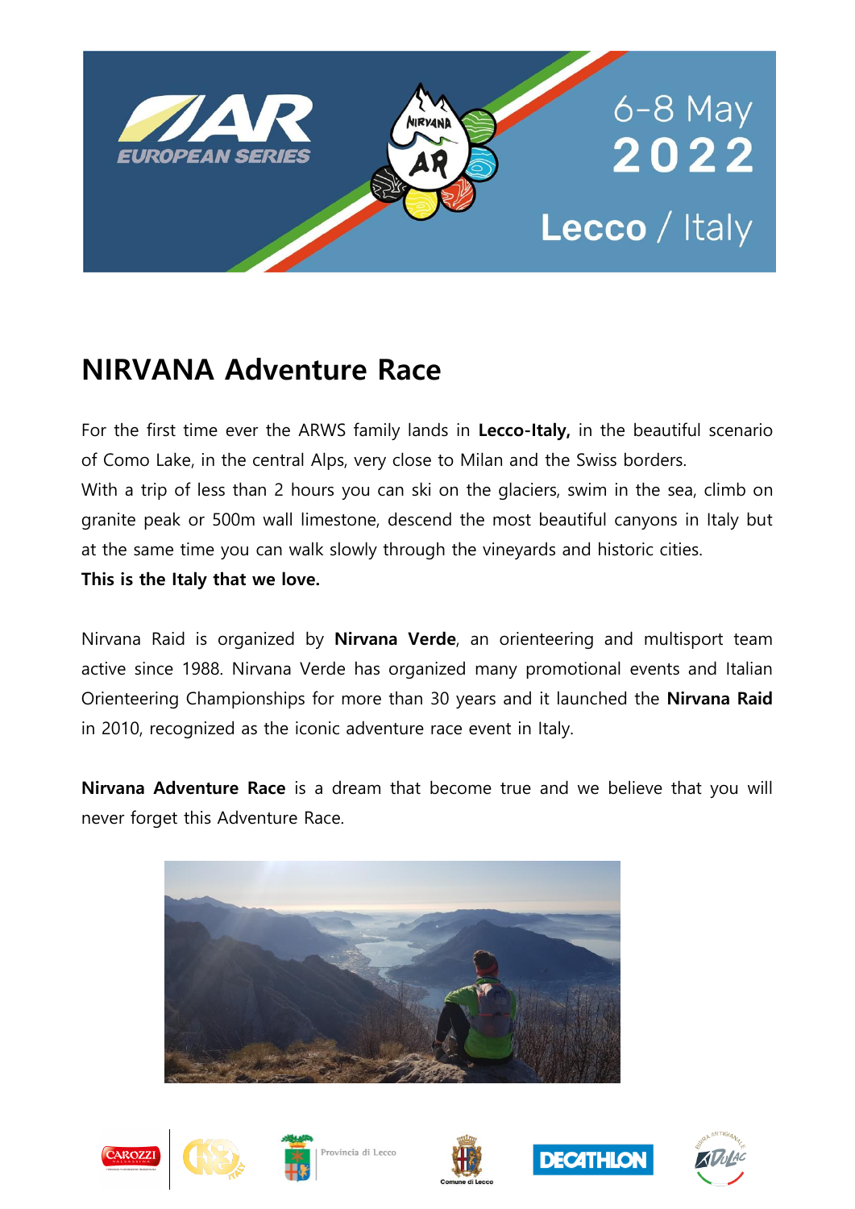# NIRVANA Adventure Race

For the first time ever the ARWS family lands in **Lecco-Italy,** in the beautiful scenario of Como Lake, in the central Alps, very close to Milan and the Swiss borders.
With a trip of less than 2 hours you can ski on the glaciers, swim in the sea, climb on granite peak or 500m wall limestone, descend the most beautiful canyons in Italy but at the same time you can walk slowly through the vineyards and historic cities.
**This is the Italy that we love.**

Nirvana Raid is organized by **Nirvana Verde**, an orienteering and multisport team active since 1988. Nirvana Verde has organized many promotional events and Italian Orienteering Championships for more than 30 years and it launched the **Nirvana Raid** in 2010, recognized as the iconic adventure race event in Italy.

**Nirvana Adventure Race** is a dream that become true and we believe that you will never forget this Adventure Race.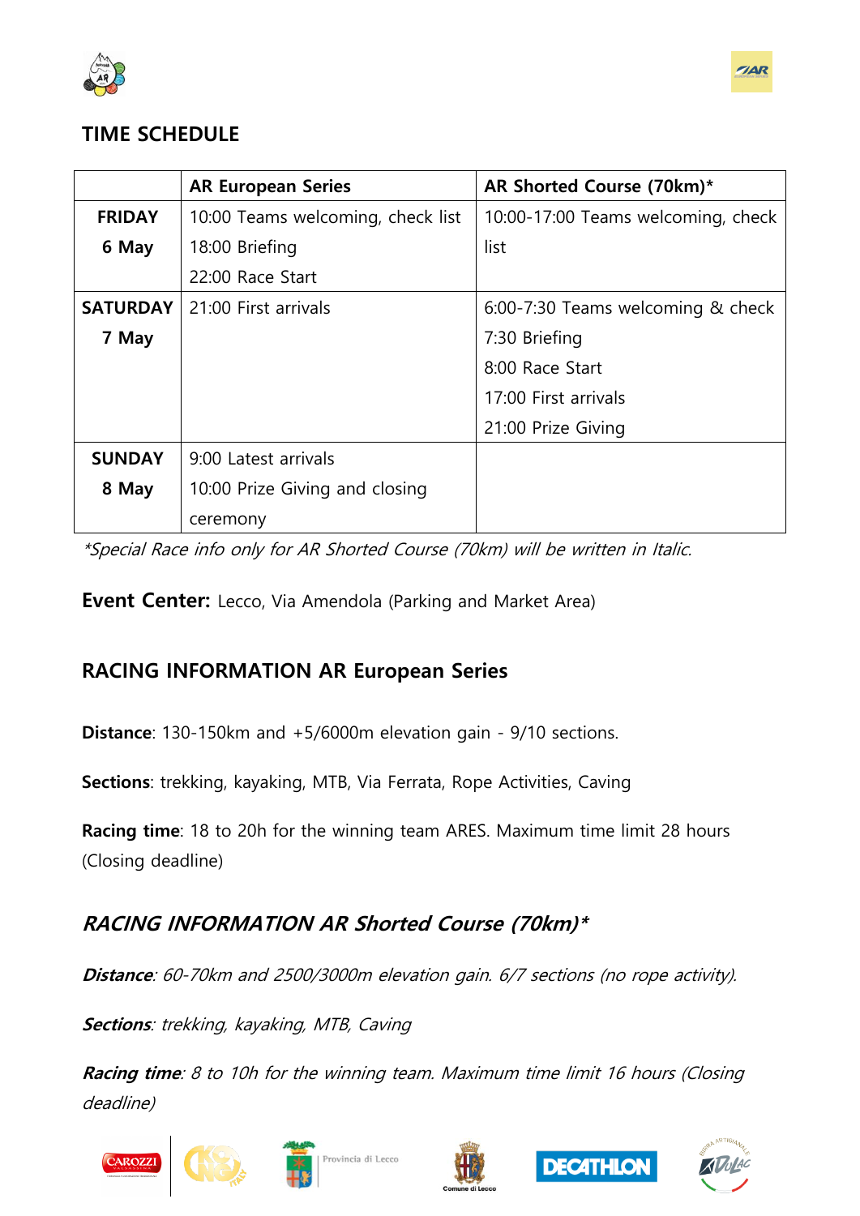## TIME SCHEDULE

| | AR European Series | AR Shorted Course (70km)* |
|---|---|---|
| **FRIDAY 6 May** | 10:00 Teams welcoming, check list<br>18:00 Briefing<br>22:00 Race Start | 10:00-17:00 Teams welcoming, check list |
| **SATURDAY 7 May** | 21:00 First arrivals | 6:00-7:30 Teams welcoming & check<br>7:30 Briefing<br>8:00 Race Start<br>17:00 First arrivals<br>21:00 Prize Giving |
| **SUNDAY 8 May** | 9:00 Latest arrivals<br>10:00 Prize Giving and closing ceremony | |

*\*Special Race info only for AR Shorted Course (70km) will be written in Italic.*

**Event Center:** Lecco, Via Amendola (Parking and Market Area)

## RACING INFORMATION AR European Series

**Distance**: 130-150km and +5/6000m elevation gain - 9/10 sections.

**Sections**: trekking, kayaking, MTB, Via Ferrata, Rope Activities, Caving

**Racing time**: 18 to 20h for the winning team ARES. Maximum time limit 28 hours (Closing deadline)

## *RACING INFORMATION AR Shorted Course (70km)\**

***Distance**: 60-70km and 2500/3000m elevation gain. 6/7 sections (no rope activity).*

***Sections**: trekking, kayaking, MTB, Caving*

***Racing time**: 8 to 10h for the winning team. Maximum time limit 16 hours (Closing deadline)*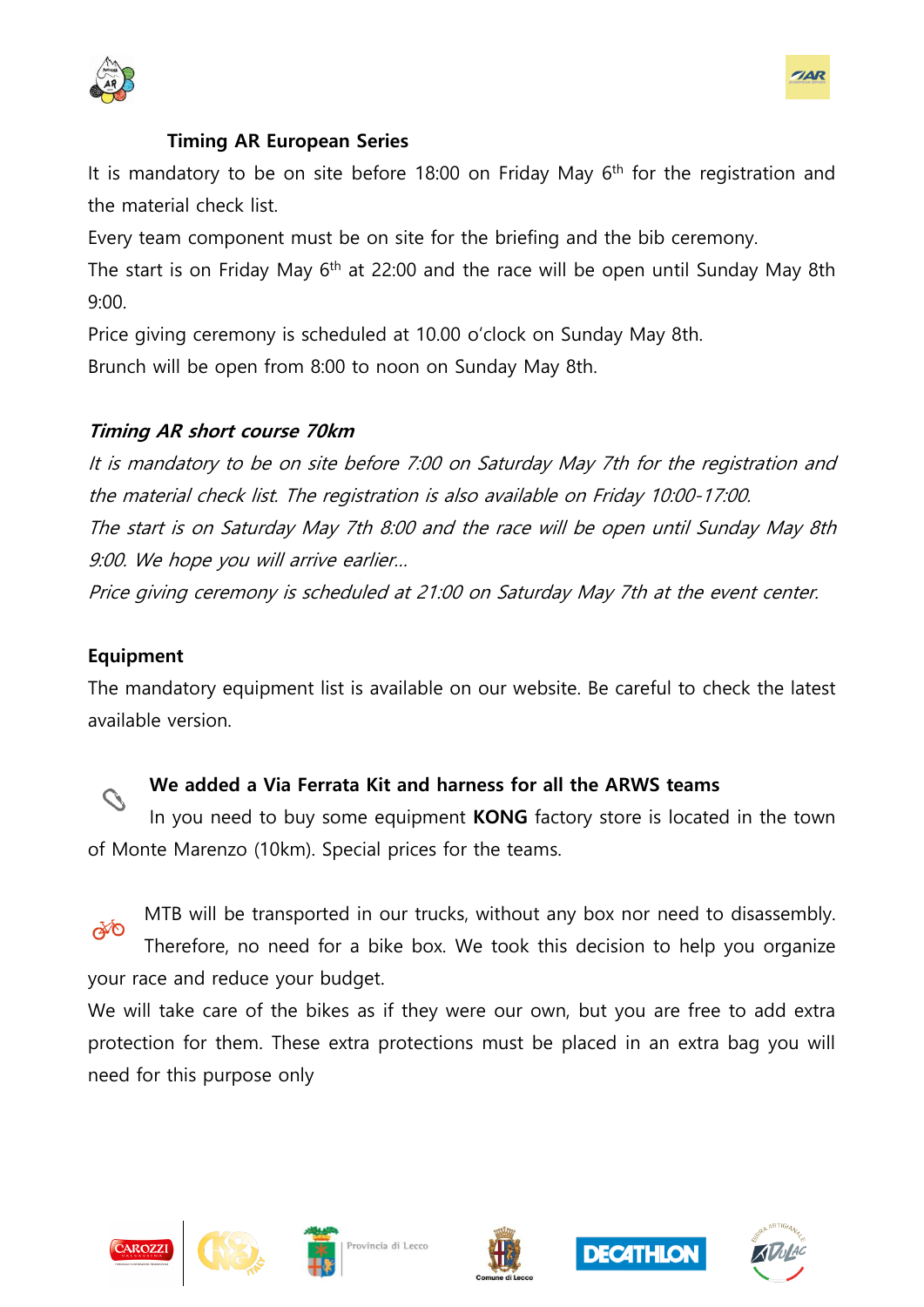## Timing AR European Series

It is mandatory to be on site before 18:00 on Friday May 6th for the registration and the material check list.

Every team component must be on site for the briefing and the bib ceremony.

The start is on Friday May 6th at 22:00 and the race will be open until Sunday May 8th 9:00.

Price giving ceremony is scheduled at 10.00 o'clock on Sunday May 8th.

Brunch will be open from 8:00 to noon on Sunday May 8th.

## *Timing AR short course 70km*

*It is mandatory to be on site before 7:00 on Saturday May 7th for the registration and the material check list. The registration is also available on Friday 10:00-17:00.*

*The start is on Saturday May 7th 8:00 and the race will be open until Sunday May 8th 9:00. We hope you will arrive earlier...*

*Price giving ceremony is scheduled at 21:00 on Saturday May 7th at the event center.*

## Equipment

The mandatory equipment list is available on our website. Be careful to check the latest available version.

**We added a Via Ferrata Kit and harness for all the ARWS teams**

In you need to buy some equipment **KONG** factory store is located in the town of Monte Marenzo (10km). Special prices for the teams.

MTB will be transported in our trucks, without any box nor need to disassembly. Therefore, no need for a bike box. We took this decision to help you organize your race and reduce your budget.

We will take care of the bikes as if they were our own, but you are free to add extra protection for them. These extra protections must be placed in an extra bag you will need for this purpose only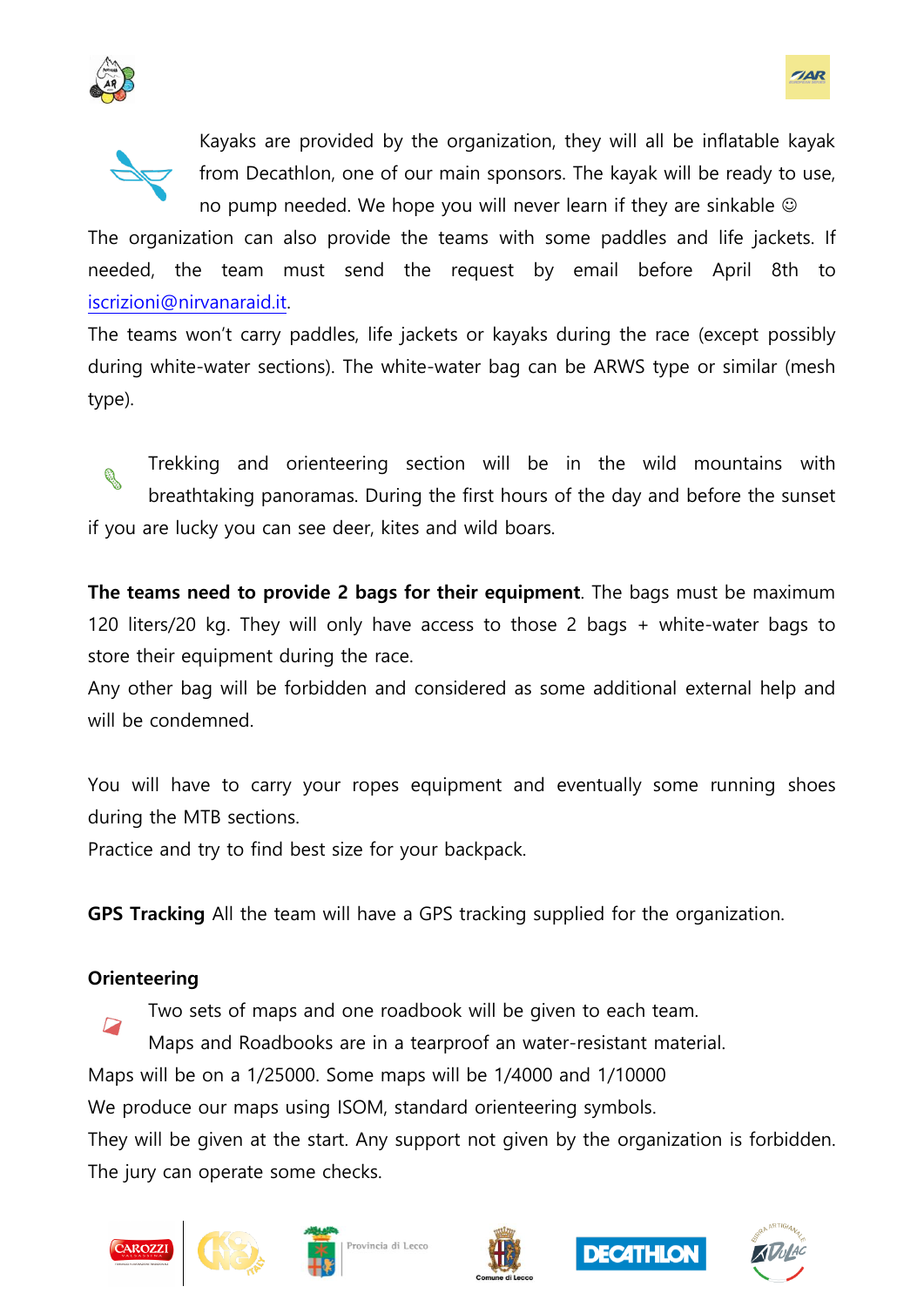Kayaks are provided by the organization, they will all be inflatable kayak from Decathlon, one of our main sponsors. The kayak will be ready to use, no pump needed. We hope you will never learn if they are sinkable ☺

The organization can also provide the teams with some paddles and life jackets. If needed, the team must send the request by email before April 8th to iscrizioni@nirvanaraid.it.

The teams won't carry paddles, life jackets or kayaks during the race (except possibly during white-water sections). The white-water bag can be ARWS type or similar (mesh type).

Trekking and orienteering section will be in the wild mountains with breathtaking panoramas. During the first hours of the day and before the sunset if you are lucky you can see deer, kites and wild boars.

**The teams need to provide 2 bags for their equipment**. The bags must be maximum 120 liters/20 kg. They will only have access to those 2 bags + white-water bags to store their equipment during the race.

Any other bag will be forbidden and considered as some additional external help and will be condemned.

You will have to carry your ropes equipment and eventually some running shoes during the MTB sections.

Practice and try to find best size for your backpack.

**GPS Tracking** All the team will have a GPS tracking supplied for the organization.

**Orienteering**

Two sets of maps and one roadbook will be given to each team.

Maps and Roadbooks are in a tearproof an water-resistant material.

Maps will be on a 1/25000. Some maps will be 1/4000 and 1/10000

We produce our maps using ISOM, standard orienteering symbols.

They will be given at the start. Any support not given by the organization is forbidden. The jury can operate some checks.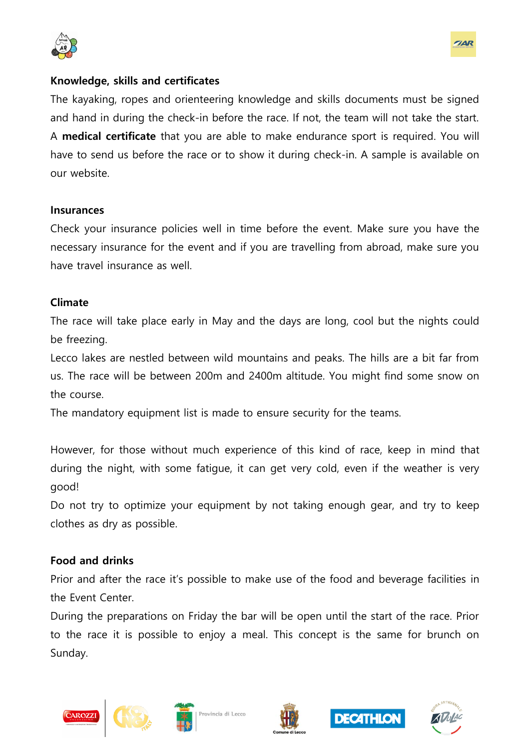**Knowledge, skills and certificates**

The kayaking, ropes and orienteering knowledge and skills documents must be signed and hand in during the check-in before the race. If not, the team will not take the start. A **medical certificate** that you are able to make endurance sport is required. You will have to send us before the race or to show it during check-in. A sample is available on our website.

**Insurances**

Check your insurance policies well in time before the event. Make sure you have the necessary insurance for the event and if you are travelling from abroad, make sure you have travel insurance as well.

**Climate**

The race will take place early in May and the days are long, cool but the nights could be freezing.

Lecco lakes are nestled between wild mountains and peaks. The hills are a bit far from us. The race will be between 200m and 2400m altitude. You might find some snow on the course.

The mandatory equipment list is made to ensure security for the teams.

However, for those without much experience of this kind of race, keep in mind that during the night, with some fatigue, it can get very cold, even if the weather is very good!

Do not try to optimize your equipment by not taking enough gear, and try to keep clothes as dry as possible.

**Food and drinks**

Prior and after the race it's possible to make use of the food and beverage facilities in the Event Center.

During the preparations on Friday the bar will be open until the start of the race. Prior to the race it is possible to enjoy a meal. This concept is the same for brunch on Sunday.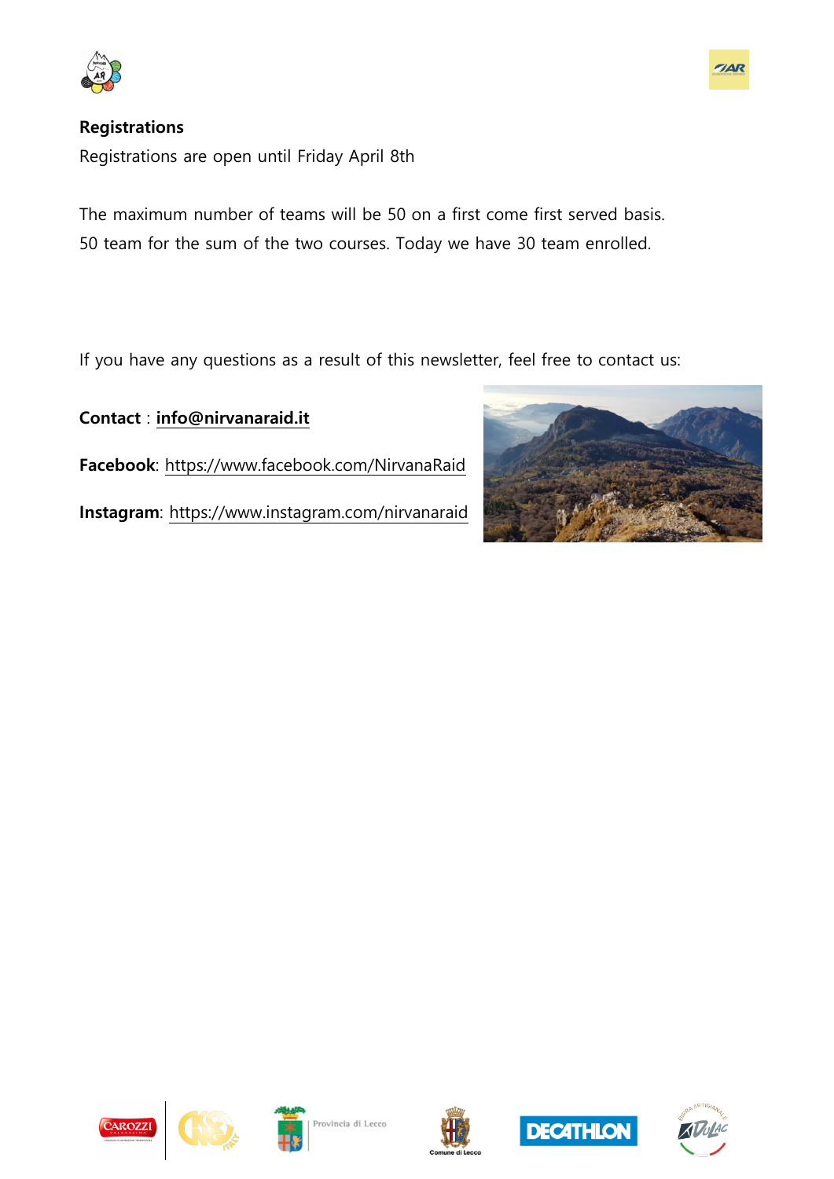**Registrations**

Registrations are open until Friday April 8th

The maximum number of teams will be 50 on a first come first served basis.
50 team for the sum of the two courses. Today we have 30 team enrolled.

If you have any questions as a result of this newsletter, feel free to contact us:

**Contact** : **info@nirvanaraid.it**

**Facebook**: https://www.facebook.com/NirvanaRaid

**Instagram**: https://www.instagram.com/nirvanaraid